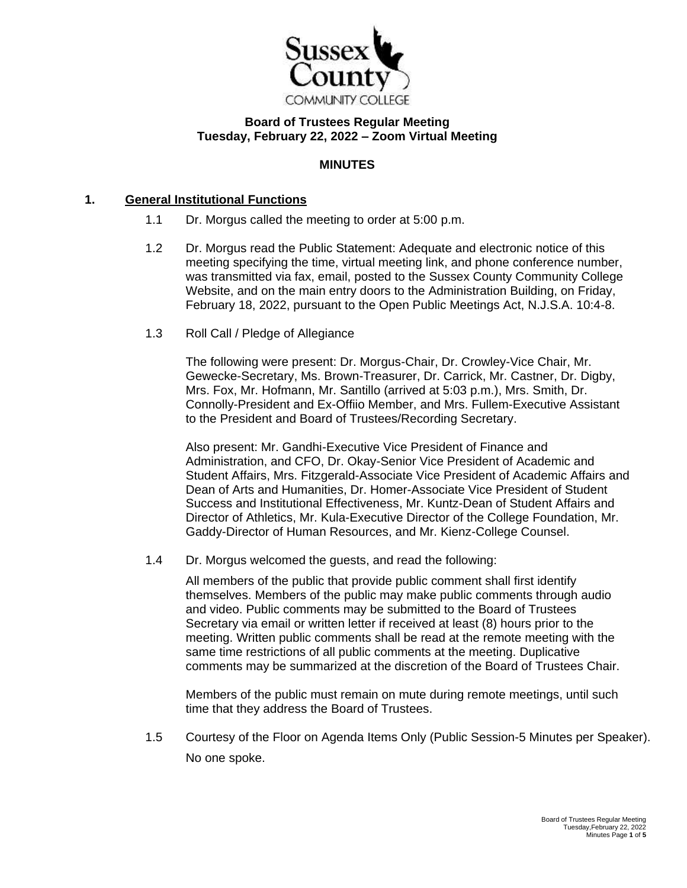**Board of Trustees Regular Meeting**
**Tuesday, February 22, 2022 – Zoom Virtual Meeting**

**MINUTES**

## 1. General Institutional Functions

1.1 Dr. Morgus called the meeting to order at 5:00 p.m.

1.2 Dr. Morgus read the Public Statement: Adequate and electronic notice of this meeting specifying the time, virtual meeting link, and phone conference number, was transmitted via fax, email, posted to the Sussex County Community College Website, and on the main entry doors to the Administration Building, on Friday, February 18, 2022, pursuant to the Open Public Meetings Act, N.J.S.A. 10:4-8.

1.3 Roll Call / Pledge of Allegiance

The following were present: Dr. Morgus-Chair, Dr. Crowley-Vice Chair, Mr. Gewecke-Secretary, Ms. Brown-Treasurer, Dr. Carrick, Mr. Castner, Dr. Digby, Mrs. Fox, Mr. Hofmann, Mr. Santillo (arrived at 5:03 p.m.), Mrs. Smith, Dr. Connolly-President and Ex-Offiio Member, and Mrs. Fullem-Executive Assistant to the President and Board of Trustees/Recording Secretary.

Also present: Mr. Gandhi-Executive Vice President of Finance and Administration, and CFO, Dr. Okay-Senior Vice President of Academic and Student Affairs, Mrs. Fitzgerald-Associate Vice President of Academic Affairs and Dean of Arts and Humanities, Dr. Homer-Associate Vice President of Student Success and Institutional Effectiveness, Mr. Kuntz-Dean of Student Affairs and Director of Athletics, Mr. Kula-Executive Director of the College Foundation, Mr. Gaddy-Director of Human Resources, and Mr. Kienz-College Counsel.

1.4 Dr. Morgus welcomed the guests, and read the following:

All members of the public that provide public comment shall first identify themselves. Members of the public may make public comments through audio and video. Public comments may be submitted to the Board of Trustees Secretary via email or written letter if received at least (8) hours prior to the meeting. Written public comments shall be read at the remote meeting with the same time restrictions of all public comments at the meeting. Duplicative comments may be summarized at the discretion of the Board of Trustees Chair.

Members of the public must remain on mute during remote meetings, until such time that they address the Board of Trustees.

1.5 Courtesy of the Floor on Agenda Items Only (Public Session-5 Minutes per Speaker).

No one spoke.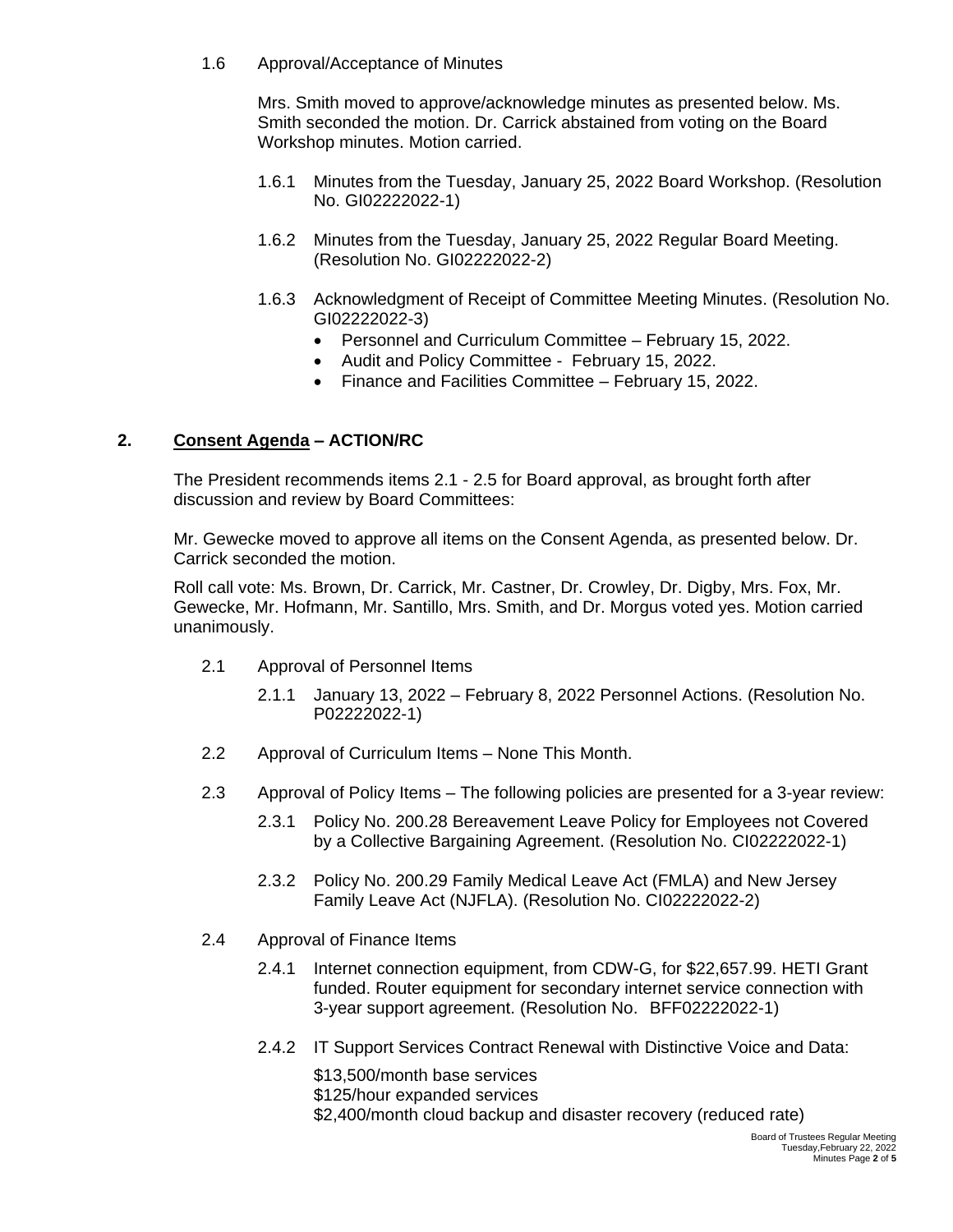1.6 Approval/Acceptance of Minutes

Mrs. Smith moved to approve/acknowledge minutes as presented below. Ms. Smith seconded the motion. Dr. Carrick abstained from voting on the Board Workshop minutes. Motion carried.

1.6.1 Minutes from the Tuesday, January 25, 2022 Board Workshop. (Resolution No. GI02222022-1)

1.6.2 Minutes from the Tuesday, January 25, 2022 Regular Board Meeting. (Resolution No. GI02222022-2)

1.6.3 Acknowledgment of Receipt of Committee Meeting Minutes. (Resolution No. GI02222022-3)

- Personnel and Curriculum Committee – February 15, 2022.
- Audit and Policy Committee - February 15, 2022.
- Finance and Facilities Committee – February 15, 2022.

## 2. **Consent Agenda – ACTION/RC**

The President recommends items 2.1 - 2.5 for Board approval, as brought forth after discussion and review by Board Committees:

Mr. Gewecke moved to approve all items on the Consent Agenda, as presented below. Dr. Carrick seconded the motion.

Roll call vote: Ms. Brown, Dr. Carrick, Mr. Castner, Dr. Crowley, Dr. Digby, Mrs. Fox, Mr. Gewecke, Mr. Hofmann, Mr. Santillo, Mrs. Smith, and Dr. Morgus voted yes. Motion carried unanimously.

2.1 Approval of Personnel Items

2.1.1 January 13, 2022 – February 8, 2022 Personnel Actions. (Resolution No. P02222022-1)

2.2 Approval of Curriculum Items – None This Month.

2.3 Approval of Policy Items – The following policies are presented for a 3-year review:

2.3.1 Policy No. 200.28 Bereavement Leave Policy for Employees not Covered by a Collective Bargaining Agreement. (Resolution No. CI02222022-1)

2.3.2 Policy No. 200.29 Family Medical Leave Act (FMLA) and New Jersey Family Leave Act (NJFLA). (Resolution No. CI02222022-2)

2.4 Approval of Finance Items

2.4.1 Internet connection equipment, from CDW-G, for $22,657.99. HETI Grant funded. Router equipment for secondary internet service connection with 3-year support agreement. (Resolution No. BFF02222022-1)

2.4.2 IT Support Services Contract Renewal with Distinctive Voice and Data:

$13,500/month base services
$125/hour expanded services
$2,400/month cloud backup and disaster recovery (reduced rate)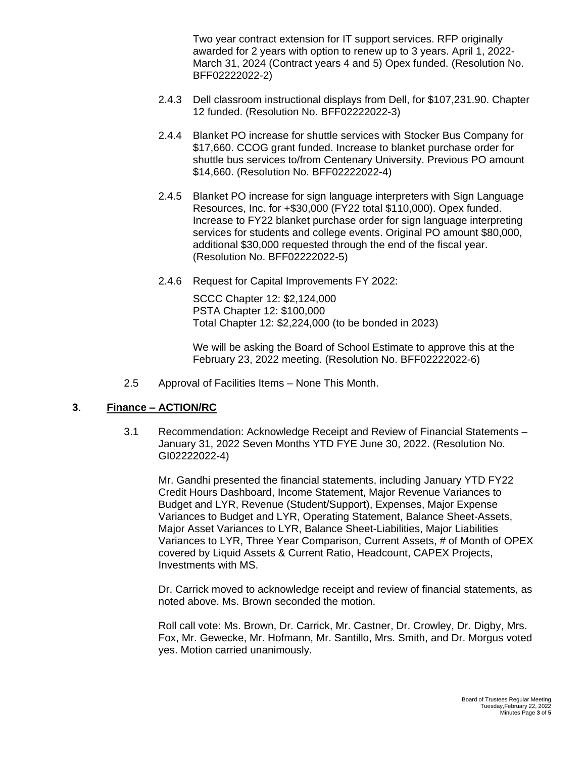Two year contract extension for IT support services. RFP originally awarded for 2 years with option to renew up to 3 years. April 1, 2022-March 31, 2024 (Contract years 4 and 5) Opex funded. (Resolution No. BFF02222022-2)

2.4.3 Dell classroom instructional displays from Dell, for $107,231.90. Chapter 12 funded. (Resolution No. BFF02222022-3)

2.4.4 Blanket PO increase for shuttle services with Stocker Bus Company for $17,660. CCOG grant funded. Increase to blanket purchase order for shuttle bus services to/from Centenary University. Previous PO amount $14,660. (Resolution No. BFF02222022-4)

2.4.5 Blanket PO increase for sign language interpreters with Sign Language Resources, Inc. for +$30,000 (FY22 total $110,000). Opex funded. Increase to FY22 blanket purchase order for sign language interpreting services for students and college events. Original PO amount $80,000, additional $30,000 requested through the end of the fiscal year. (Resolution No. BFF02222022-5)

2.4.6 Request for Capital Improvements FY 2022:

SCCC Chapter 12: $2,124,000
PSTA Chapter 12: $100,000
Total Chapter 12: $2,224,000 (to be bonded in 2023)

We will be asking the Board of School Estimate to approve this at the February 23, 2022 meeting. (Resolution No. BFF02222022-6)

2.5 Approval of Facilities Items – None This Month.

## 3. Finance – ACTION/RC

3.1 Recommendation: Acknowledge Receipt and Review of Financial Statements – January 31, 2022 Seven Months YTD FYE June 30, 2022. (Resolution No. GI02222022-4)

Mr. Gandhi presented the financial statements, including January YTD FY22 Credit Hours Dashboard, Income Statement, Major Revenue Variances to Budget and LYR, Revenue (Student/Support), Expenses, Major Expense Variances to Budget and LYR, Operating Statement, Balance Sheet-Assets, Major Asset Variances to LYR, Balance Sheet-Liabilities, Major Liabilities Variances to LYR, Three Year Comparison, Current Assets, # of Month of OPEX covered by Liquid Assets & Current Ratio, Headcount, CAPEX Projects, Investments with MS.

Dr. Carrick moved to acknowledge receipt and review of financial statements, as noted above. Ms. Brown seconded the motion.

Roll call vote: Ms. Brown, Dr. Carrick, Mr. Castner, Dr. Crowley, Dr. Digby, Mrs. Fox, Mr. Gewecke, Mr. Hofmann, Mr. Santillo, Mrs. Smith, and Dr. Morgus voted yes. Motion carried unanimously.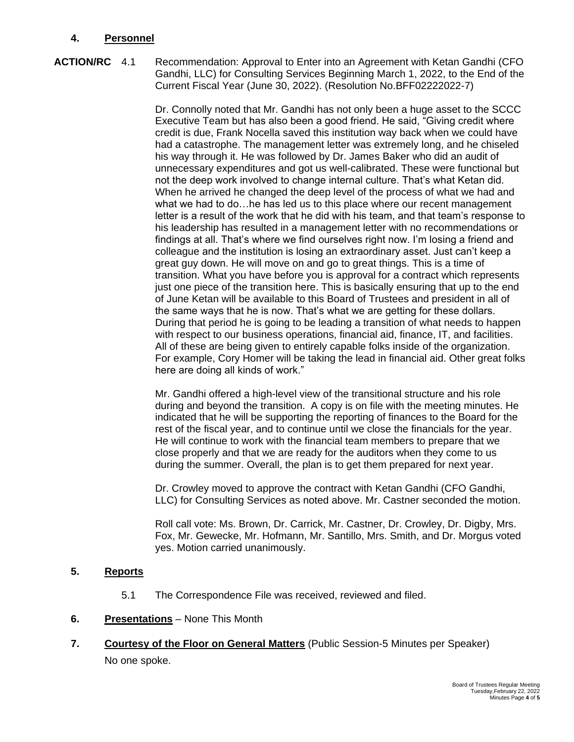## 4. Personnel

**ACTION/RC** 4.1 Recommendation: Approval to Enter into an Agreement with Ketan Gandhi (CFO Gandhi, LLC) for Consulting Services Beginning March 1, 2022, to the End of the Current Fiscal Year (June 30, 2022). (Resolution No.BFF02222022-7)

Dr. Connolly noted that Mr. Gandhi has not only been a huge asset to the SCCC Executive Team but has also been a good friend. He said, "Giving credit where credit is due, Frank Nocella saved this institution way back when we could have had a catastrophe. The management letter was extremely long, and he chiseled his way through it. He was followed by Dr. James Baker who did an audit of unnecessary expenditures and got us well-calibrated. These were functional but not the deep work involved to change internal culture. That's what Ketan did. When he arrived he changed the deep level of the process of what we had and what we had to do…he has led us to this place where our recent management letter is a result of the work that he did with his team, and that team's response to his leadership has resulted in a management letter with no recommendations or findings at all. That's where we find ourselves right now. I'm losing a friend and colleague and the institution is losing an extraordinary asset. Just can't keep a great guy down. He will move on and go to great things. This is a time of transition. What you have before you is approval for a contract which represents just one piece of the transition here. This is basically ensuring that up to the end of June Ketan will be available to this Board of Trustees and president in all of the same ways that he is now. That's what we are getting for these dollars. During that period he is going to be leading a transition of what needs to happen with respect to our business operations, financial aid, finance, IT, and facilities. All of these are being given to entirely capable folks inside of the organization. For example, Cory Homer will be taking the lead in financial aid. Other great folks here are doing all kinds of work."

Mr. Gandhi offered a high-level view of the transitional structure and his role during and beyond the transition. A copy is on file with the meeting minutes. He indicated that he will be supporting the reporting of finances to the Board for the rest of the fiscal year, and to continue until we close the financials for the year. He will continue to work with the financial team members to prepare that we close properly and that we are ready for the auditors when they come to us during the summer. Overall, the plan is to get them prepared for next year.

Dr. Crowley moved to approve the contract with Ketan Gandhi (CFO Gandhi, LLC) for Consulting Services as noted above. Mr. Castner seconded the motion.

Roll call vote: Ms. Brown, Dr. Carrick, Mr. Castner, Dr. Crowley, Dr. Digby, Mrs. Fox, Mr. Gewecke, Mr. Hofmann, Mr. Santillo, Mrs. Smith, and Dr. Morgus voted yes. Motion carried unanimously.

## 5. Reports

5.1 The Correspondence File was received, reviewed and filed.

## 6. Presentations – None This Month

## 7. Courtesy of the Floor on General Matters (Public Session-5 Minutes per Speaker)

No one spoke.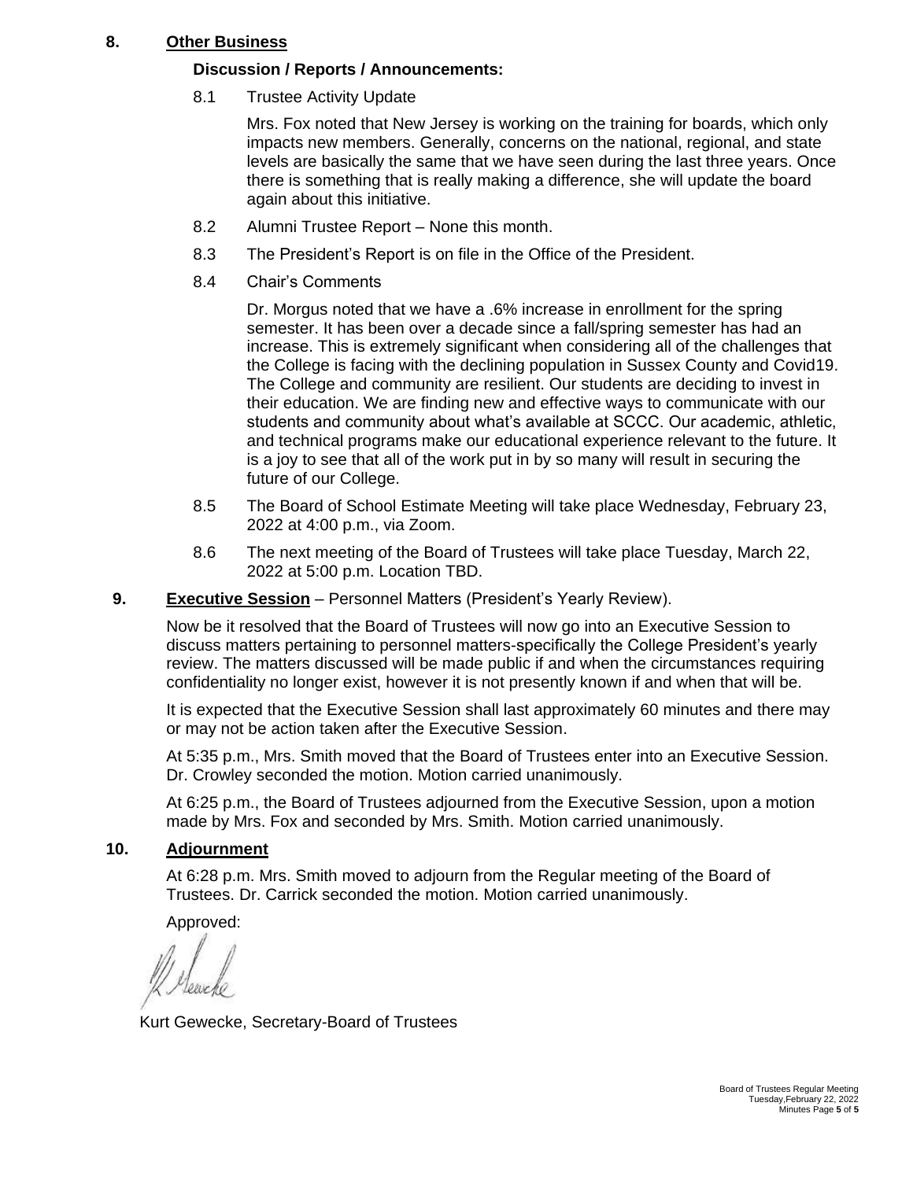## 8. Other Business

### Discussion / Reports / Announcements:

8.1 Trustee Activity Update

Mrs. Fox noted that New Jersey is working on the training for boards, which only impacts new members. Generally, concerns on the national, regional, and state levels are basically the same that we have seen during the last three years. Once there is something that is really making a difference, she will update the board again about this initiative.

8.2 Alumni Trustee Report – None this month.

8.3 The President's Report is on file in the Office of the President.

8.4 Chair's Comments

Dr. Morgus noted that we have a .6% increase in enrollment for the spring semester. It has been over a decade since a fall/spring semester has had an increase. This is extremely significant when considering all of the challenges that the College is facing with the declining population in Sussex County and Covid19. The College and community are resilient. Our students are deciding to invest in their education. We are finding new and effective ways to communicate with our students and community about what's available at SCCC. Our academic, athletic, and technical programs make our educational experience relevant to the future. It is a joy to see that all of the work put in by so many will result in securing the future of our College.

8.5 The Board of School Estimate Meeting will take place Wednesday, February 23, 2022 at 4:00 p.m., via Zoom.

8.6 The next meeting of the Board of Trustees will take place Tuesday, March 22, 2022 at 5:00 p.m. Location TBD.

## 9. Executive Session – Personnel Matters (President's Yearly Review).

Now be it resolved that the Board of Trustees will now go into an Executive Session to discuss matters pertaining to personnel matters-specifically the College President's yearly review. The matters discussed will be made public if and when the circumstances requiring confidentiality no longer exist, however it is not presently known if and when that will be.

It is expected that the Executive Session shall last approximately 60 minutes and there may or may not be action taken after the Executive Session.

At 5:35 p.m., Mrs. Smith moved that the Board of Trustees enter into an Executive Session. Dr. Crowley seconded the motion. Motion carried unanimously.

At 6:25 p.m., the Board of Trustees adjourned from the Executive Session, upon a motion made by Mrs. Fox and seconded by Mrs. Smith. Motion carried unanimously.

## 10. Adjournment

At 6:28 p.m. Mrs. Smith moved to adjourn from the Regular meeting of the Board of Trustees. Dr. Carrick seconded the motion. Motion carried unanimously.

Approved:

Kurt Gewecke, Secretary-Board of Trustees